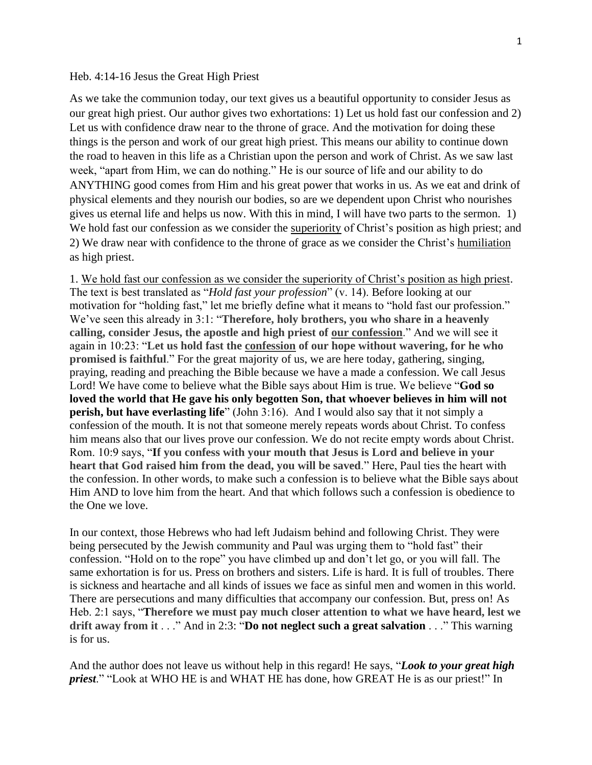Heb. 4:14-16 Jesus the Great High Priest

As we take the communion today, our text gives us a beautiful opportunity to consider Jesus as our great high priest. Our author gives two exhortations: 1) Let us hold fast our confession and 2) Let us with confidence draw near to the throne of grace. And the motivation for doing these things is the person and work of our great high priest. This means our ability to continue down the road to heaven in this life as a Christian upon the person and work of Christ. As we saw last week, "apart from Him, we can do nothing." He is our source of life and our ability to do ANYTHING good comes from Him and his great power that works in us. As we eat and drink of physical elements and they nourish our bodies, so are we dependent upon Christ who nourishes gives us eternal life and helps us now. With this in mind, I will have two parts to the sermon. 1) We hold fast our confession as we consider the <u>superiority</u> of Christ's position as high priest; and 2) We draw near with confidence to the throne of grace as we consider the Christ's <u>humiliation</u> as high priest.

1. <u>We hold fast our confession as we consider the superiority of Christ's position as high priest</u>. The text is best translated as "*Hold fast your profession*" (v. 14). Before looking at our motivation for "holding fast," let me briefly define what it means to "hold fast our profession." We've seen this already in 3:1: "**Therefore, holy brothers, you who share in a heavenly calling, consider Jesus, the apostle and high priest of <u>our confession</u>**." And we will see it again in 10:23: "**Let us hold fast the <u>confession</u> of our hope without wavering, for he who promised is faithful**." For the great majority of us, we are here today, gathering, singing, praying, reading and preaching the Bible because we have a made a confession. We call Jesus Lord! We have come to believe what the Bible says about Him is true. We believe "**God so loved the world that He gave his only begotten Son, that whoever believes in him will not perish, but have everlasting life**" (John 3:16). And I would also say that it not simply a confession of the mouth. It is not that someone merely repeats words about Christ. To confess him means also that our lives prove our confession. We do not recite empty words about Christ. Rom. 10:9 says, "**If you confess with your mouth that Jesus is Lord and believe in your heart that God raised him from the dead, you will be saved**." Here, Paul ties the heart with the confession. In other words, to make such a confession is to believe what the Bible says about Him AND to love him from the heart. And that which follows such a confession is obedience to the One we love.

In our context, those Hebrews who had left Judaism behind and following Christ. They were being persecuted by the Jewish community and Paul was urging them to "hold fast" their confession. "Hold on to the rope" you have climbed up and don't let go, or you will fall. The same exhortation is for us. Press on brothers and sisters. Life is hard. It is full of troubles. There is sickness and heartache and all kinds of issues we face as sinful men and women in this world. There are persecutions and many difficulties that accompany our confession. But, press on! As Heb. 2:1 says, "**Therefore we must pay much closer attention to what we have heard, lest we drift away from it** . . ." And in 2:3: "**Do not neglect such a great salvation** . . ." This warning is for us.

And the author does not leave us without help in this regard! He says, "***Look to your great high priest***." "Look at WHO HE is and WHAT HE has done, how GREAT He is as our priest!" In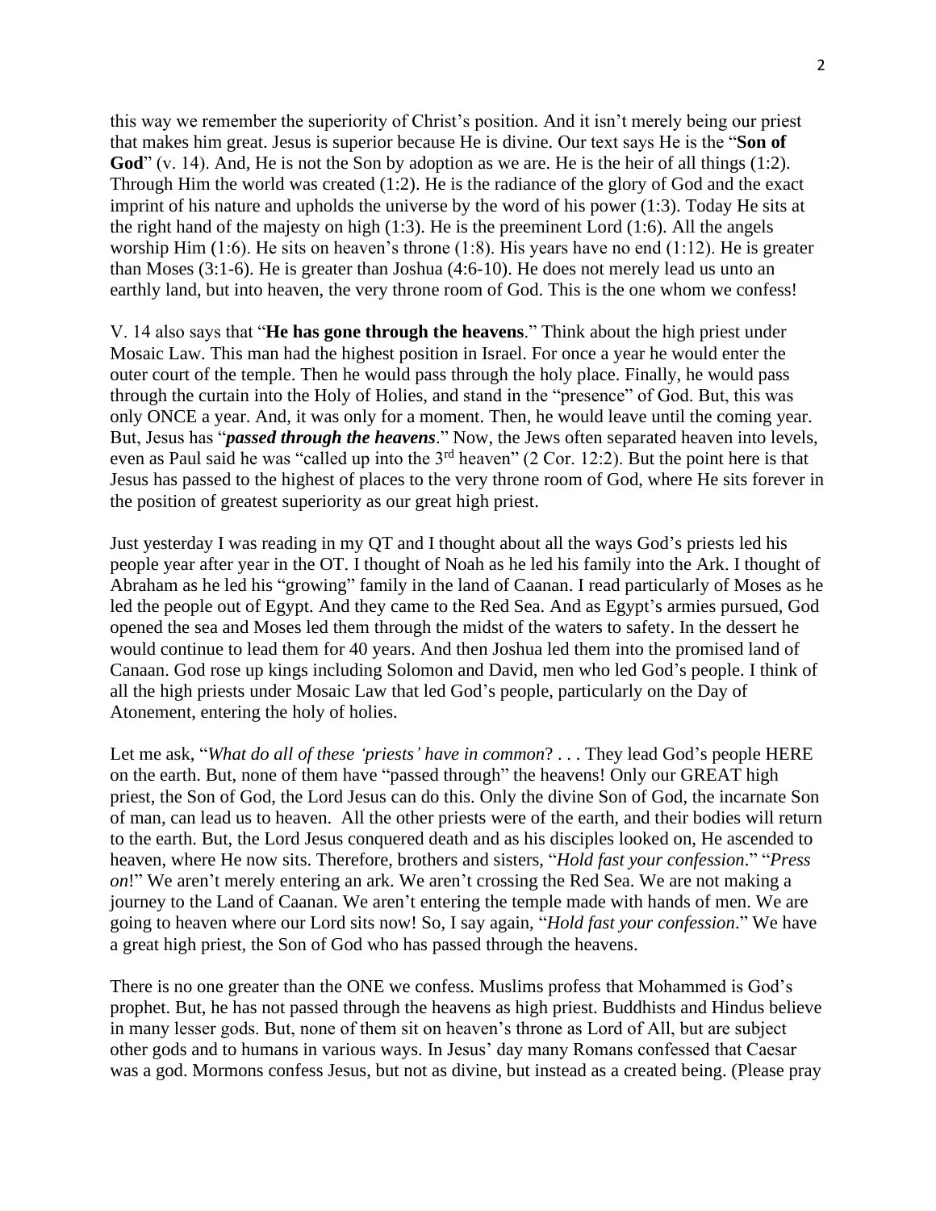this way we remember the superiority of Christ's position. And it isn't merely being our priest that makes him great. Jesus is superior because He is divine. Our text says He is the "**Son of God**" (v. 14). And, He is not the Son by adoption as we are. He is the heir of all things (1:2). Through Him the world was created (1:2). He is the radiance of the glory of God and the exact imprint of his nature and upholds the universe by the word of his power (1:3). Today He sits at the right hand of the majesty on high (1:3). He is the preeminent Lord (1:6). All the angels worship Him (1:6). He sits on heaven's throne (1:8). His years have no end (1:12). He is greater than Moses (3:1-6). He is greater than Joshua (4:6-10). He does not merely lead us unto an earthly land, but into heaven, the very throne room of God. This is the one whom we confess!

V. 14 also says that "**He has gone through the heavens**." Think about the high priest under Mosaic Law. This man had the highest position in Israel. For once a year he would enter the outer court of the temple. Then he would pass through the holy place. Finally, he would pass through the curtain into the Holy of Holies, and stand in the "presence" of God. But, this was only ONCE a year. And, it was only for a moment. Then, he would leave until the coming year. But, Jesus has "***passed through the heavens***." Now, the Jews often separated heaven into levels, even as Paul said he was "called up into the 3rd heaven" (2 Cor. 12:2). But the point here is that Jesus has passed to the highest of places to the very throne room of God, where He sits forever in the position of greatest superiority as our great high priest.

Just yesterday I was reading in my QT and I thought about all the ways God's priests led his people year after year in the OT. I thought of Noah as he led his family into the Ark. I thought of Abraham as he led his "growing" family in the land of Canaan. I read particularly of Moses as he led the people out of Egypt. And they came to the Red Sea. And as Egypt's armies pursued, God opened the sea and Moses led them through the midst of the waters to safety. In the dessert he would continue to lead them for 40 years. And then Joshua led them into the promised land of Canaan. God rose up kings including Solomon and David, men who led God's people. I think of all the high priests under Mosaic Law that led God's people, particularly on the Day of Atonement, entering the holy of holies.

Let me ask, "*What do all of these 'priests' have in common*? . . . They lead God's people HERE on the earth. But, none of them have "passed through" the heavens! Only our GREAT high priest, the Son of God, the Lord Jesus can do this. Only the divine Son of God, the incarnate Son of man, can lead us to heaven. All the other priests were of the earth, and their bodies will return to the earth. But, the Lord Jesus conquered death and as his disciples looked on, He ascended to heaven, where He now sits. Therefore, brothers and sisters, "*Hold fast your confession*." "*Press on*!" We aren't merely entering an ark. We aren't crossing the Red Sea. We are not making a journey to the Land of Caanan. We aren't entering the temple made with hands of men. We are going to heaven where our Lord sits now! So, I say again, "*Hold fast your confession*." We have a great high priest, the Son of God who has passed through the heavens.

There is no one greater than the ONE we confess. Muslims profess that Mohammed is God's prophet. But, he has not passed through the heavens as high priest. Buddhists and Hindus believe in many lesser gods. But, none of them sit on heaven's throne as Lord of All, but are subject other gods and to humans in various ways. In Jesus' day many Romans confessed that Caesar was a god. Mormons confess Jesus, but not as divine, but instead as a created being. (Please pray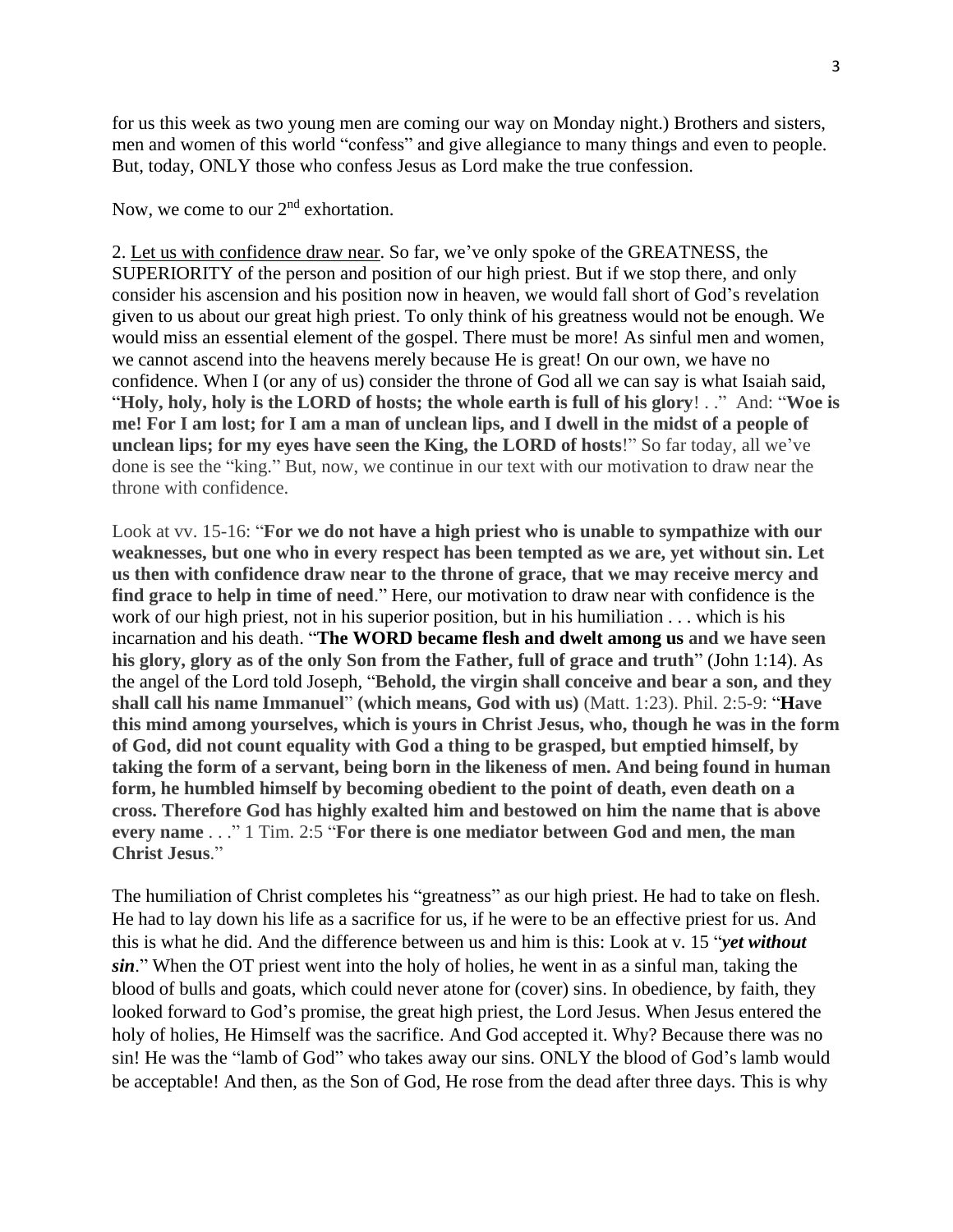for us this week as two young men are coming our way on Monday night.) Brothers and sisters, men and women of this world "confess" and give allegiance to many things and even to people. But, today, ONLY those who confess Jesus as Lord make the true confession.

Now, we come to our 2nd exhortation.

2. <u>Let us with confidence draw near</u>. So far, we've only spoke of the GREATNESS, the SUPERIORITY of the person and position of our high priest. But if we stop there, and only consider his ascension and his position now in heaven, we would fall short of God's revelation given to us about our great high priest. To only think of his greatness would not be enough. We would miss an essential element of the gospel. There must be more! As sinful men and women, we cannot ascend into the heavens merely because He is great! On our own, we have no confidence. When I (or any of us) consider the throne of God all we can say is what Isaiah said, "**Holy, holy, holy is the LORD of hosts; the whole earth is full of his glory**! . ." And: "**Woe is me! For I am lost; for I am a man of unclean lips, and I dwell in the midst of a people of unclean lips; for my eyes have seen the King, the LORD of hosts**!" So far today, all we've done is see the "king." But, now, we continue in our text with our motivation to draw near the throne with confidence.

Look at vv. 15-16: "**For we do not have a high priest who is unable to sympathize with our weaknesses, but one who in every respect has been tempted as we are, yet without sin. Let us then with confidence draw near to the throne of grace, that we may receive mercy and find grace to help in time of need**." Here, our motivation to draw near with confidence is the work of our high priest, not in his superior position, but in his humiliation . . . which is his incarnation and his death. "**The WORD became flesh and dwelt among us and we have seen his glory, glory as of the only Son from the Father, full of grace and truth**" (John 1:14). As the angel of the Lord told Joseph, "**Behold, the virgin shall conceive and bear a son, and they shall call his name Immanuel**" **(which means, God with us)** (Matt. 1:23). Phil. 2:5-9: "**Have this mind among yourselves, which is yours in Christ Jesus, who, though he was in the form of God, did not count equality with God a thing to be grasped, but emptied himself, by taking the form of a servant, being born in the likeness of men. And being found in human form, he humbled himself by becoming obedient to the point of death, even death on a cross. Therefore God has highly exalted him and bestowed on him the name that is above every name** . . ." 1 Tim. 2:5 "**For there is one mediator between God and men, the man Christ Jesus**."

The humiliation of Christ completes his "greatness" as our high priest. He had to take on flesh. He had to lay down his life as a sacrifice for us, if he were to be an effective priest for us. And this is what he did. And the difference between us and him is this: Look at v. 15 "***yet without sin***." When the OT priest went into the holy of holies, he went in as a sinful man, taking the blood of bulls and goats, which could never atone for (cover) sins. In obedience, by faith, they looked forward to God's promise, the great high priest, the Lord Jesus. When Jesus entered the holy of holies, He Himself was the sacrifice. And God accepted it. Why? Because there was no sin! He was the "lamb of God" who takes away our sins. ONLY the blood of God's lamb would be acceptable! And then, as the Son of God, He rose from the dead after three days. This is why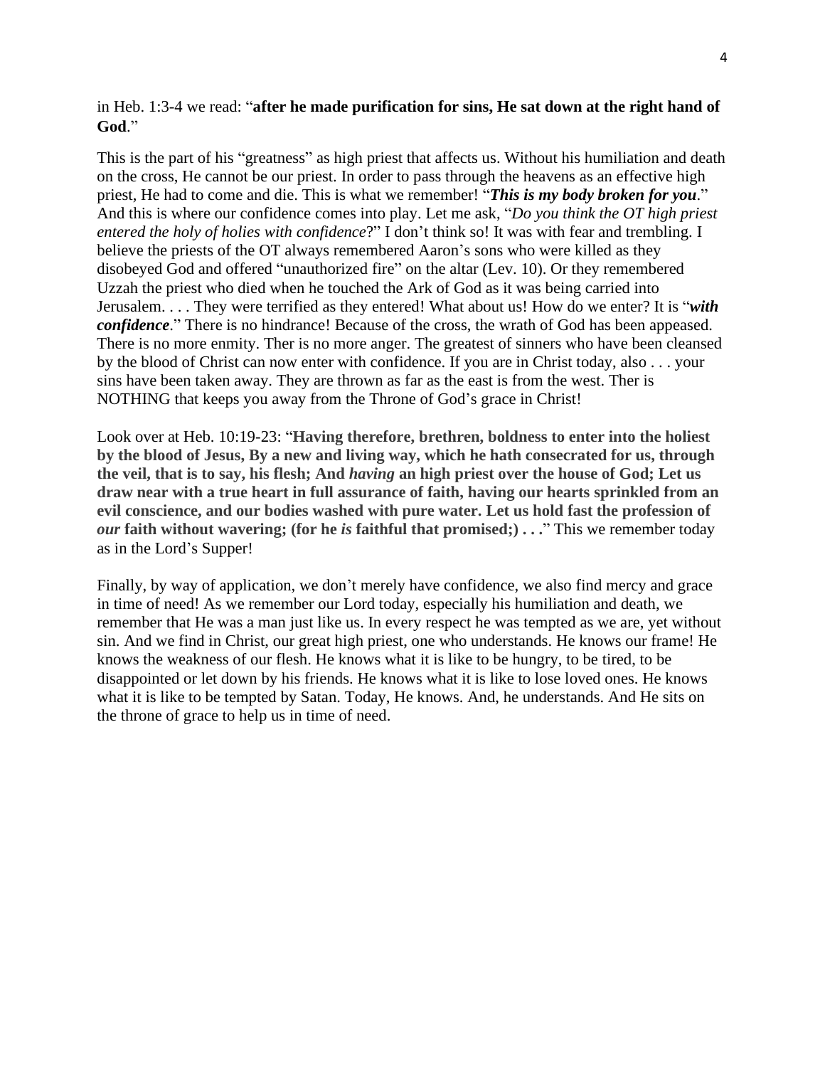in Heb. 1:3-4 we read: "**after he made purification for sins, He sat down at the right hand of God**."

This is the part of his "greatness" as high priest that affects us. Without his humiliation and death on the cross, He cannot be our priest. In order to pass through the heavens as an effective high priest, He had to come and die. This is what we remember! "***This is my body broken for you***." And this is where our confidence comes into play. Let me ask, "*Do you think the OT high priest entered the holy of holies with confidence*?" I don't think so! It was with fear and trembling. I believe the priests of the OT always remembered Aaron's sons who were killed as they disobeyed God and offered "unauthorized fire" on the altar (Lev. 10). Or they remembered Uzzah the priest who died when he touched the Ark of God as it was being carried into Jerusalem. . . . They were terrified as they entered! What about us! How do we enter? It is "***with confidence***." There is no hindrance! Because of the cross, the wrath of God has been appeased. There is no more enmity. Ther is no more anger. The greatest of sinners who have been cleansed by the blood of Christ can now enter with confidence. If you are in Christ today, also . . . your sins have been taken away. They are thrown as far as the east is from the west. Ther is NOTHING that keeps you away from the Throne of God's grace in Christ!

Look over at Heb. 10:19-23: "**Having therefore, brethren, boldness to enter into the holiest by the blood of Jesus, By a new and living way, which he hath consecrated for us, through the veil, that is to say, his flesh; And *having* an high priest over the house of God; Let us draw near with a true heart in full assurance of faith, having our hearts sprinkled from an evil conscience, and our bodies washed with pure water. Let us hold fast the profession of *our* faith without wavering; (for he *is* faithful that promised;) . . .**" This we remember today as in the Lord's Supper!

Finally, by way of application, we don't merely have confidence, we also find mercy and grace in time of need! As we remember our Lord today, especially his humiliation and death, we remember that He was a man just like us. In every respect he was tempted as we are, yet without sin. And we find in Christ, our great high priest, one who understands. He knows our frame! He knows the weakness of our flesh. He knows what it is like to be hungry, to be tired, to be disappointed or let down by his friends. He knows what it is like to lose loved ones. He knows what it is like to be tempted by Satan. Today, He knows. And, he understands. And He sits on the throne of grace to help us in time of need.